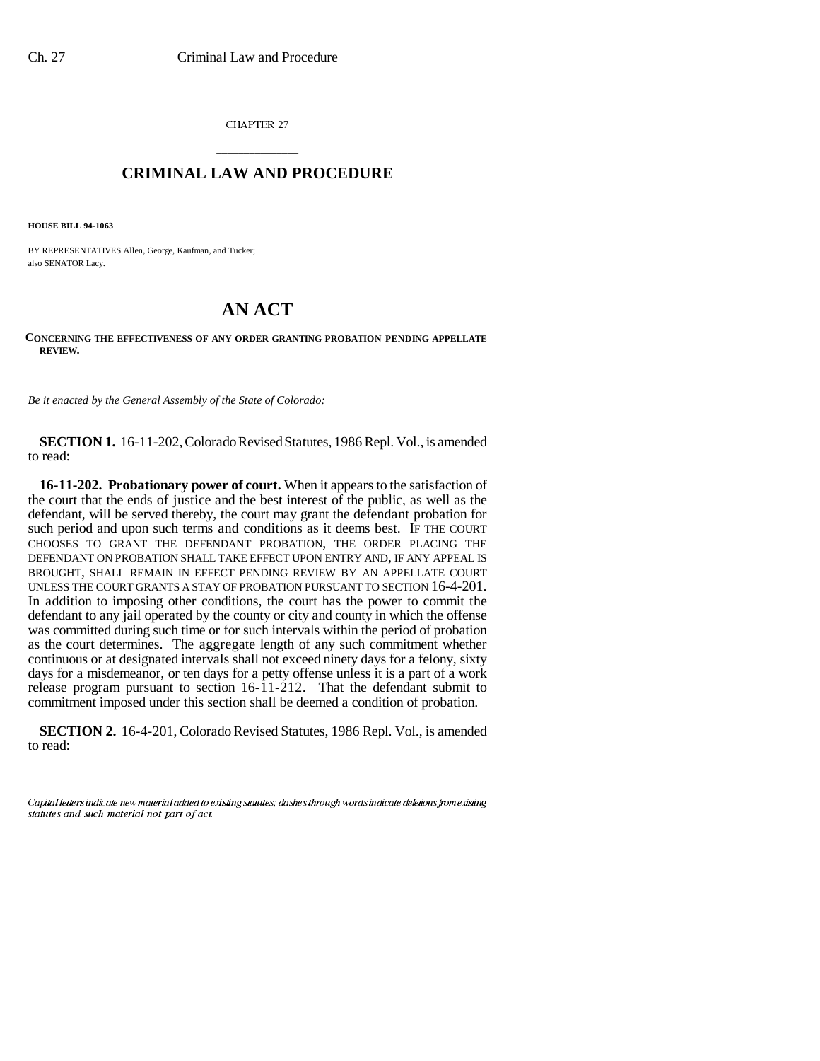CHAPTER 27

# CRIMINAL LAW AND PROCEDURE

**HOUSE BILL 94-1063**

BY REPRESENTATIVES Allen, George, Kaufman, and Tucker;
also SENATOR Lacy.

# AN ACT

**CONCERNING THE EFFECTIVENESS OF ANY ORDER GRANTING PROBATION PENDING APPELLATE REVIEW.**

*Be it enacted by the General Assembly of the State of Colorado:*

**SECTION 1.** 16-11-202, Colorado Revised Statutes, 1986 Repl. Vol., is amended to read:

**16-11-202. Probationary power of court.** When it appears to the satisfaction of the court that the ends of justice and the best interest of the public, as well as the defendant, will be served thereby, the court may grant the defendant probation for such period and upon such terms and conditions as it deems best. IF THE COURT CHOOSES TO GRANT THE DEFENDANT PROBATION, THE ORDER PLACING THE DEFENDANT ON PROBATION SHALL TAKE EFFECT UPON ENTRY AND, IF ANY APPEAL IS BROUGHT, SHALL REMAIN IN EFFECT PENDING REVIEW BY AN APPELLATE COURT UNLESS THE COURT GRANTS A STAY OF PROBATION PURSUANT TO SECTION 16-4-201. In addition to imposing other conditions, the court has the power to commit the defendant to any jail operated by the county or city and county in which the offense was committed during such time or for such intervals within the period of probation as the court determines. The aggregate length of any such commitment whether continuous or at designated intervals shall not exceed ninety days for a felony, sixty days for a misdemeanor, or ten days for a petty offense unless it is a part of a work release program pursuant to section 16-11-212. That the defendant submit to commitment imposed under this section shall be deemed a condition of probation.

**SECTION 2.** 16-4-201, Colorado Revised Statutes, 1986 Repl. Vol., is amended to read:

Capital letters indicate new material added to existing statutes; dashes through words indicate deletions from existing statutes and such material not part of act.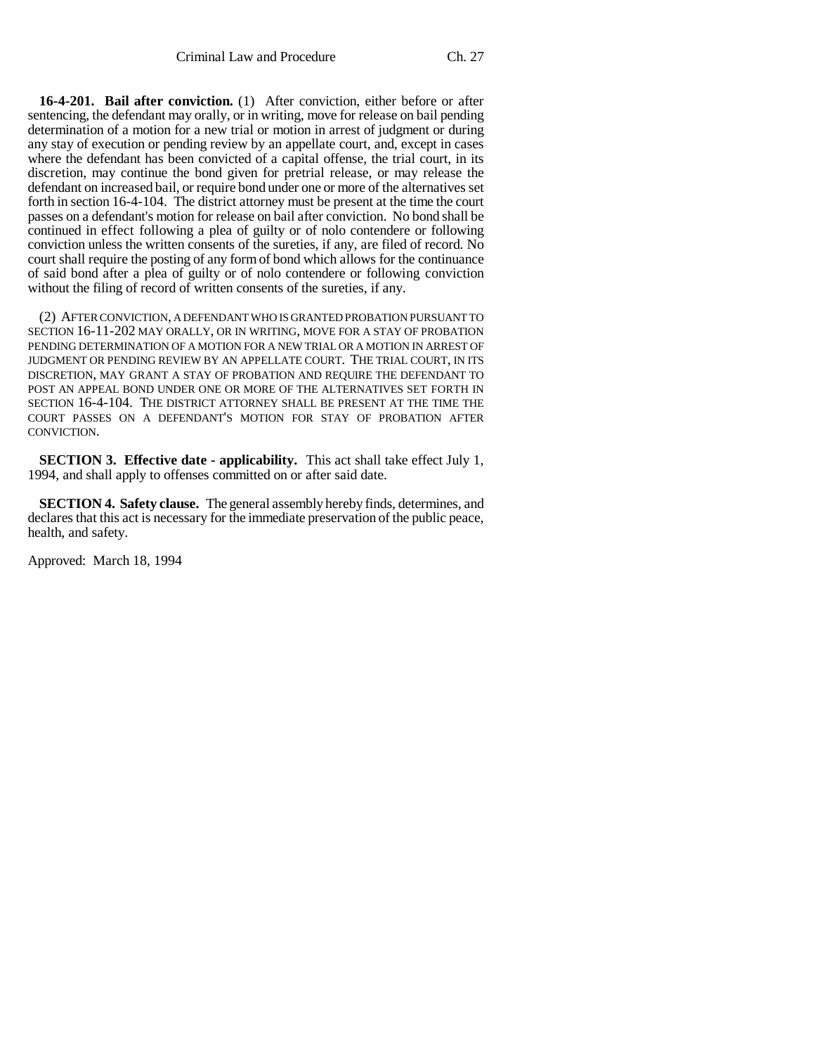**16-4-201. Bail after conviction.** (1) After conviction, either before or after sentencing, the defendant may orally, or in writing, move for release on bail pending determination of a motion for a new trial or motion in arrest of judgment or during any stay of execution or pending review by an appellate court, and, except in cases where the defendant has been convicted of a capital offense, the trial court, in its discretion, may continue the bond given for pretrial release, or may release the defendant on increased bail, or require bond under one or more of the alternatives set forth in section 16-4-104. The district attorney must be present at the time the court passes on a defendant's motion for release on bail after conviction. No bond shall be continued in effect following a plea of guilty or of nolo contendere or following conviction unless the written consents of the sureties, if any, are filed of record. No court shall require the posting of any form of bond which allows for the continuance of said bond after a plea of guilty or of nolo contendere or following conviction without the filing of record of written consents of the sureties, if any.

(2) AFTER CONVICTION, A DEFENDANT WHO IS GRANTED PROBATION PURSUANT TO SECTION 16-11-202 MAY ORALLY, OR IN WRITING, MOVE FOR A STAY OF PROBATION PENDING DETERMINATION OF A MOTION FOR A NEW TRIAL OR A MOTION IN ARREST OF JUDGMENT OR PENDING REVIEW BY AN APPELLATE COURT. THE TRIAL COURT, IN ITS DISCRETION, MAY GRANT A STAY OF PROBATION AND REQUIRE THE DEFENDANT TO POST AN APPEAL BOND UNDER ONE OR MORE OF THE ALTERNATIVES SET FORTH IN SECTION 16-4-104. THE DISTRICT ATTORNEY SHALL BE PRESENT AT THE TIME THE COURT PASSES ON A DEFENDANT'S MOTION FOR STAY OF PROBATION AFTER CONVICTION.

**SECTION 3. Effective date - applicability.** This act shall take effect July 1, 1994, and shall apply to offenses committed on or after said date.

**SECTION 4. Safety clause.** The general assembly hereby finds, determines, and declares that this act is necessary for the immediate preservation of the public peace, health, and safety.

Approved: March 18, 1994